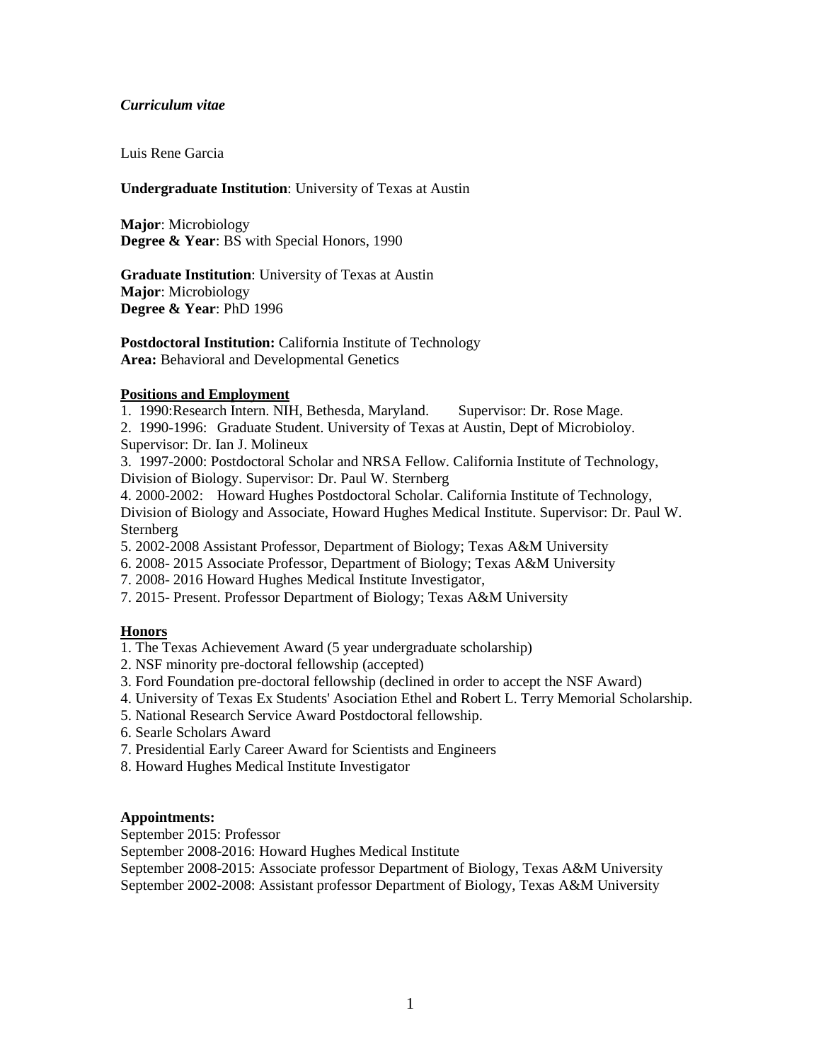***Curriculum vitae***

Luis Rene Garcia

**Undergraduate Institution**: University of Texas at Austin

**Major**: Microbiology
**Degree & Year**: BS with Special Honors, 1990

**Graduate Institution**: University of Texas at Austin
**Major**: Microbiology
**Degree & Year**: PhD 1996

**Postdoctoral Institution:** California Institute of Technology
**Area:** Behavioral and Developmental Genetics

**Positions and Employment**

1. 1990:Research Intern. NIH, Bethesda, Maryland. Supervisor: Dr. Rose Mage.
2. 1990-1996: Graduate Student. University of Texas at Austin, Dept of Microbioloy. Supervisor: Dr. Ian J. Molineux
3. 1997-2000: Postdoctoral Scholar and NRSA Fellow. California Institute of Technology, Division of Biology. Supervisor: Dr. Paul W. Sternberg
4. 2000-2002: Howard Hughes Postdoctoral Scholar. California Institute of Technology, Division of Biology and Associate, Howard Hughes Medical Institute. Supervisor: Dr. Paul W. Sternberg
5. 2002-2008 Assistant Professor, Department of Biology; Texas A&M University
6. 2008- 2015 Associate Professor, Department of Biology; Texas A&M University
7. 2008- 2016 Howard Hughes Medical Institute Investigator,
7. 2015- Present. Professor Department of Biology; Texas A&M University

**Honors**

1. The Texas Achievement Award (5 year undergraduate scholarship)
2. NSF minority pre-doctoral fellowship (accepted)
3. Ford Foundation pre-doctoral fellowship (declined in order to accept the NSF Award)
4. University of Texas Ex Students' Asociation Ethel and Robert L. Terry Memorial Scholarship.
5. National Research Service Award Postdoctoral fellowship.
6. Searle Scholars Award
7. Presidential Early Career Award for Scientists and Engineers
8. Howard Hughes Medical Institute Investigator

**Appointments:**

September 2015: Professor
September 2008-2016: Howard Hughes Medical Institute
September 2008-2015: Associate professor Department of Biology, Texas A&M University
September 2002-2008: Assistant professor Department of Biology, Texas A&M University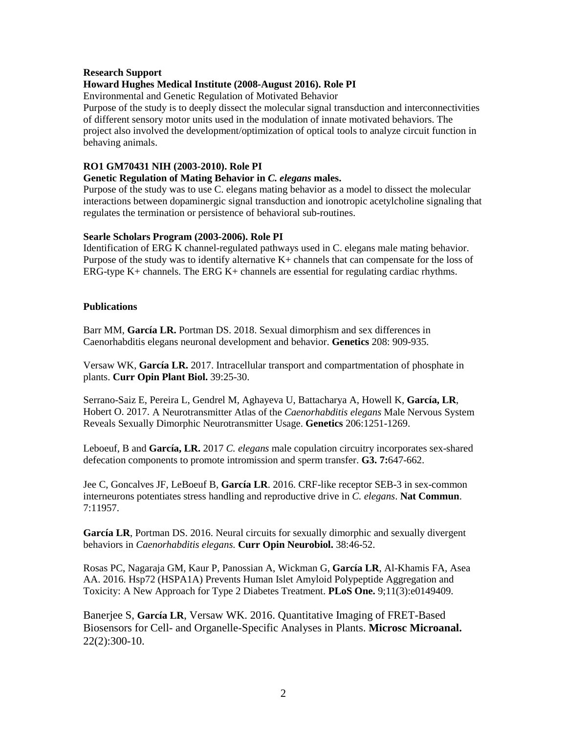**Research Support**

**Howard Hughes Medical Institute (2008-August 2016). Role PI**

Environmental and Genetic Regulation of Motivated Behavior

Purpose of the study is to deeply dissect the molecular signal transduction and interconnectivities of different sensory motor units used in the modulation of innate motivated behaviors. The project also involved the development/optimization of optical tools to analyze circuit function in behaving animals.

**RO1 GM70431 NIH (2003-2010). Role PI**

**Genetic Regulation of Mating Behavior in *C. elegans* males.**

Purpose of the study was to use C. elegans mating behavior as a model to dissect the molecular interactions between dopaminergic signal transduction and ionotropic acetylcholine signaling that regulates the termination or persistence of behavioral sub-routines.

**Searle Scholars Program (2003-2006). Role PI**

Identification of ERG K channel-regulated pathways used in C. elegans male mating behavior. Purpose of the study was to identify alternative K+ channels that can compensate for the loss of ERG-type K+ channels. The ERG K+ channels are essential for regulating cardiac rhythms.

**Publications**

Barr MM, **García LR.** Portman DS. 2018. Sexual dimorphism and sex differences in Caenorhabditis elegans neuronal development and behavior. **Genetics** 208: 909-935.

Versaw WK, **García LR.** 2017. Intracellular transport and compartmentation of phosphate in plants. **Curr Opin Plant Biol.** 39:25-30.

Serrano-Saiz E, Pereira L, Gendrel M, Aghayeva U, Battacharya A, Howell K, **García, LR**, Hobert O. 2017. A Neurotransmitter Atlas of the *Caenorhabditis elegans* Male Nervous System Reveals Sexually Dimorphic Neurotransmitter Usage. **Genetics** 206:1251-1269.

Leboeuf, B and **García, LR.** 2017 *C. elegans* male copulation circuitry incorporates sex-shared defecation components to promote intromission and sperm transfer. **G3. 7:**647-662.

Jee C, Goncalves JF, LeBoeuf B, **García LR**. 2016. CRF-like receptor SEB-3 in sex-common interneurons potentiates stress handling and reproductive drive in *C. elegans*. **Nat Commun**. 7:11957.

**García LR**, Portman DS. 2016. Neural circuits for sexually dimorphic and sexually divergent behaviors in *Caenorhabditis elegans.* **Curr Opin Neurobiol.** 38:46-52.

Rosas PC, Nagaraja GM, Kaur P, Panossian A, Wickman G, **García LR**, Al-Khamis FA, Asea AA. 2016. Hsp72 (HSPA1A) Prevents Human Islet Amyloid Polypeptide Aggregation and Toxicity: A New Approach for Type 2 Diabetes Treatment. **PLoS One.** 9;11(3):e0149409.

Banerjee S, **García LR**, Versaw WK. 2016. Quantitative Imaging of FRET-Based Biosensors for Cell- and Organelle-Specific Analyses in Plants. **Microsc Microanal.** 22(2):300-10.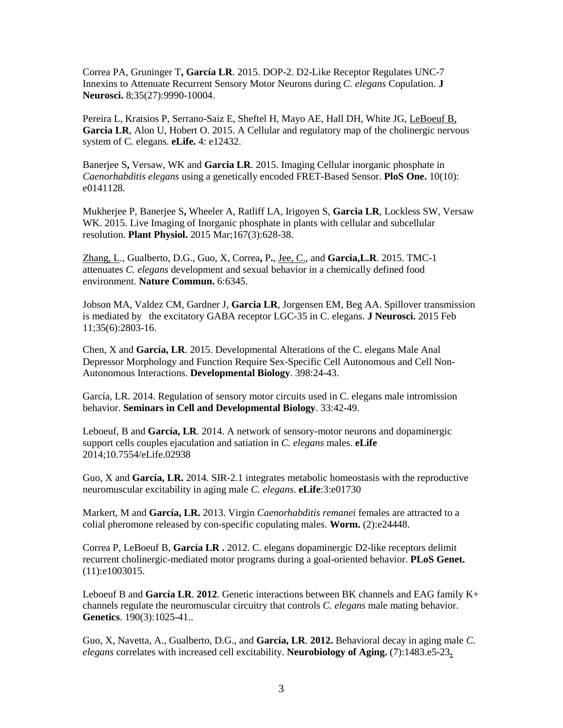Correa PA, Gruninger T**, García LR**. 2015. DOP-2. D2-Like Receptor Regulates UNC-7 Innexins to Attenuate Recurrent Sensory Motor Neurons during *C. elegans* Copulation. **J Neurosci.** 8;35(27):9990-10004.

Pereira L, Kratsios P, Serrano-Saiz E, Sheftel H, Mayo AE, Hall DH, White JG, <u>LeBoeuf B,</u> **Garcia LR**, Alon U, Hobert O. 2015. A Cellular and regulatory map of the cholinergic nervous system of C. elegans. **eLife.** 4: e12432.

Banerjee S**,** Versaw, WK and **Garcia LR**. 2015. Imaging Cellular inorganic phosphate in *Caenorhabditis elegans* using a genetically encoded FRET-Based Sensor. **PloS One.** 10(10): e0141128.

Mukherjee P, Banerjee S**,** Wheeler A, Ratliff LA, Irigoyen S, **Garcia LR**, Lockless SW, Versaw WK. 2015. Live Imaging of Inorganic phosphate in plants with cellular and subcellular resolution. **Plant Physiol.** 2015 Mar;167(3):628-38.

<u>Zhang, L</u>., Gualberto, D.G., Guo, X, Correa**,** P**.**, <u>Jee, C.</u>, and **Garcia,L.R**. 2015. TMC-1 attenuates *C. elegans* development and sexual behavior in a chemically defined food environment. **Nature Commun.** 6:6345.

Jobson MA, Valdez CM, Gardner J, **Garcia LR**, Jorgensen EM, Beg AA. Spillover transmission is mediated by the excitatory GABA receptor LGC-35 in C. elegans. **J Neurosci.** 2015 Feb 11;35(6):2803-16.

Chen, X and **García, LR**. 2015. Developmental Alterations of the C. elegans Male Anal Depressor Morphology and Function Require Sex-Specific Cell Autonomous and Cell Non-Autonomous Interactions. **Developmental Biology**. 398:24-43.

García, LR. 2014. Regulation of sensory motor circuits used in C. elegans male intromission behavior. **Seminars in Cell and Developmental Biology**. 33:42-49.

Leboeuf, B and **García, LR**. 2014. A network of sensory-motor neurons and dopaminergic support cells couples ejaculation and satiation in *C. elegans* males. **eLife** 2014;10.7554/eLife.02938

Guo, X and **García, LR.** 2014. SIR-2.1 integrates metabolic homeostasis with the reproductive neuromuscular excitability in aging male *C. elegans*. **eLife**:3:e01730

Markert, M and **García, LR.** 2013. Virgin *Caenorhabditis remanei* females are attracted to a colial pheromone released by con-specific copulating males. **Worm.** (2):e24448.

Correa P, LeBoeuf B, **García LR .** 2012. C. elegans dopaminergic D2-like receptors delimit recurrent cholinergic-mediated motor programs during a goal-oriented behavior. **PLoS Genet.** (11):e1003015.

Leboeuf B and **García LR**. **2012**. Genetic interactions between BK channels and EAG family K+ channels regulate the neuromuscular circuitry that controls *C. elegans* male mating behavior. **Genetics**. 190(3):1025-41..

Guo, X, Navetta, A., Gualberto, D.G., and **García, LR**. **2012.** Behavioral decay in aging male *C. elegans* correlates with increased cell excitability. **Neurobiology of Aging.** (7):1483.e5-23**.**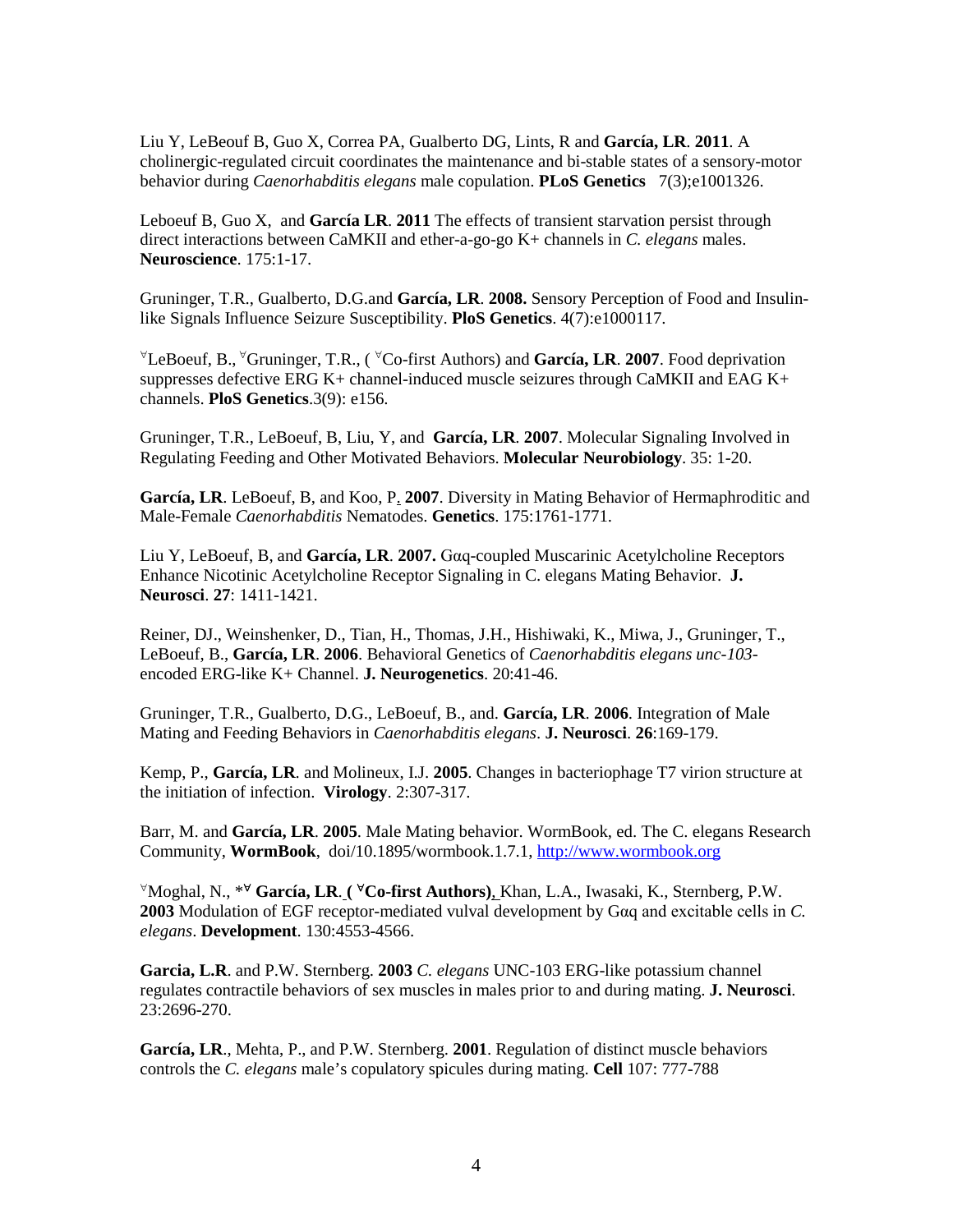Liu Y, LeBeouf B, Guo X, Correa PA, Gualberto DG, Lints, R and **García, LR**. **2011**. A cholinergic-regulated circuit coordinates the maintenance and bi-stable states of a sensory-motor behavior during *Caenorhabditis elegans* male copulation. **PLoS Genetics** 7(3);e1001326.

Leboeuf B, Guo X, and **García LR**. **2011** The effects of transient starvation persist through direct interactions between CaMKII and ether-a-go-go K+ channels in *C. elegans* males. **Neuroscience**. 175:1-17.

Gruninger, T.R., Gualberto, D.G.and **García, LR**. **2008.** Sensory Perception of Food and Insulin-like Signals Influence Seizure Susceptibility. **PloS Genetics**. 4(7):e1000117.

∀LeBoeuf, B., ∀Gruninger, T.R., ( ∀Co-first Authors) and **García, LR**. **2007**. Food deprivation suppresses defective ERG K+ channel-induced muscle seizures through CaMKII and EAG K+ channels. **PloS Genetics**.3(9): e156.

Gruninger, T.R., LeBoeuf, B, Liu, Y, and **García, LR**. **2007**. Molecular Signaling Involved in Regulating Feeding and Other Motivated Behaviors. **Molecular Neurobiology**. 35: 1-20.

**García, LR**. LeBoeuf, B, and Koo, P. **2007**. Diversity in Mating Behavior of Hermaphroditic and Male-Female *Caenorhabditis* Nematodes. **Genetics**. 175:1761-1771.

Liu Y, LeBoeuf, B, and **García, LR**. **2007.** Gαq-coupled Muscarinic Acetylcholine Receptors Enhance Nicotinic Acetylcholine Receptor Signaling in C. elegans Mating Behavior. **J. Neurosci**. **27**: 1411-1421.

Reiner, DJ., Weinshenker, D., Tian, H., Thomas, J.H., Hishiwaki, K., Miwa, J., Gruninger, T., LeBoeuf, B., **García, LR**. **2006**. Behavioral Genetics of *Caenorhabditis elegans unc-103*-encoded ERG-like K+ Channel. **J. Neurogenetics**. 20:41-46.

Gruninger, T.R., Gualberto, D.G., LeBoeuf, B., and. **García, LR**. **2006**. Integration of Male Mating and Feeding Behaviors in *Caenorhabditis elegans*. **J. Neurosci**. **26**:169-179.

Kemp, P., **García, LR**. and Molineux, I.J. **2005**. Changes in bacteriophage T7 virion structure at the initiation of infection. **Virology**. 2:307-317.

Barr, M. and **García, LR**. **2005**. Male Mating behavior. WormBook, ed. The C. elegans Research Community, **WormBook**, doi/10.1895/wormbook.1.7.1, http://www.wormbook.org

∀Moghal, N., *∀ **García, LR**. **( ∀Co-first Authors)**, Khan, L.A., Iwasaki, K., Sternberg, P.W. **2003** Modulation of EGF receptor-mediated vulval development by Gαq and excitable cells in *C. elegans*. **Development**. 130:4553-4566.

**Garcia, L.R**. and P.W. Sternberg. **2003** *C. elegans* UNC-103 ERG-like potassium channel regulates contractile behaviors of sex muscles in males prior to and during mating. **J. Neurosci**. 23:2696-270.

**García, LR**., Mehta, P., and P.W. Sternberg. **2001**. Regulation of distinct muscle behaviors controls the *C. elegans* male's copulatory spicules during mating. **Cell** 107: 777-788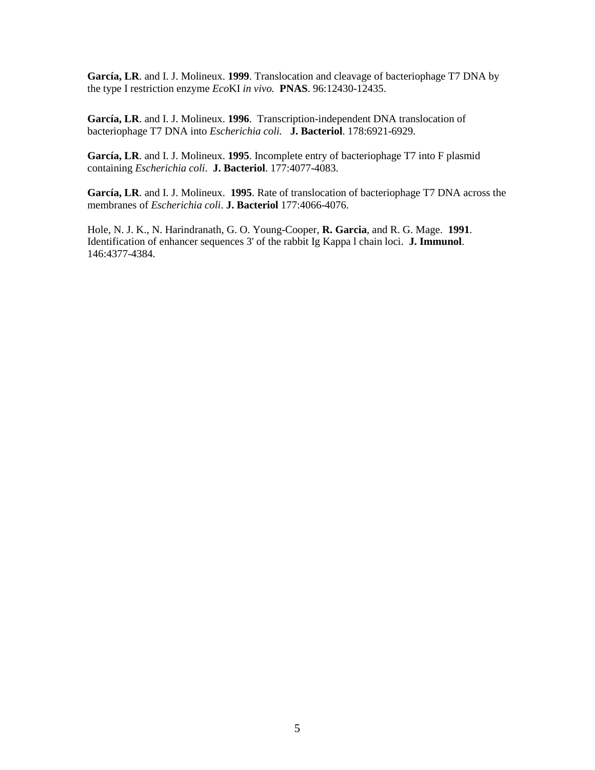**García, LR**. and I. J. Molineux. **1999**. Translocation and cleavage of bacteriophage T7 DNA by the type I restriction enzyme *Eco*KI *in vivo.* **PNAS**. 96:12430-12435.

**García, LR**. and I. J. Molineux. **1996**. Transcription-independent DNA translocation of bacteriophage T7 DNA into *Escherichia coli.* **J. Bacteriol**. 178:6921-6929.

**García, LR**. and I. J. Molineux. **1995**. Incomplete entry of bacteriophage T7 into F plasmid containing *Escherichia coli*. **J. Bacteriol**. 177:4077-4083.

**García, LR**. and I. J. Molineux. **1995**. Rate of translocation of bacteriophage T7 DNA across the membranes of *Escherichia coli*. **J. Bacteriol** 177:4066-4076.

Hole, N. J. K., N. Harindranath, G. O. Young-Cooper, **R. Garcia**, and R. G. Mage. **1991**. Identification of enhancer sequences 3' of the rabbit Ig Kappa l chain loci. **J. Immunol**. 146:4377-4384.